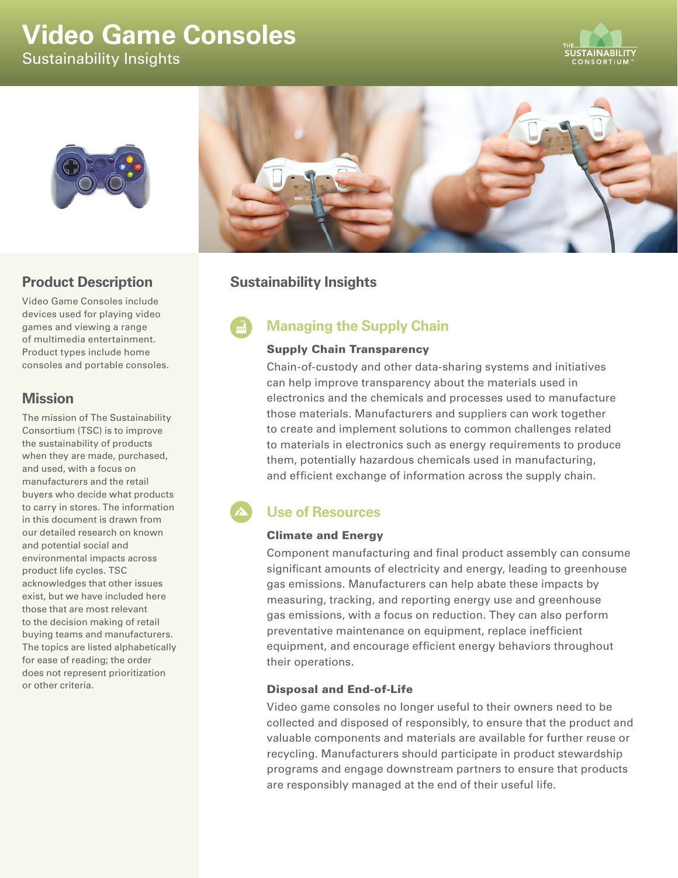# Video Game Consoles

Sustainability Insights

## Product Description

Video Game Consoles include devices used for playing video games and viewing a range of multimedia entertainment. Product types include home consoles and portable consoles.

## Mission

The mission of The Sustainability Consortium (TSC) is to improve the sustainability of products when they are made, purchased, and used, with a focus on manufacturers and the retail buyers who decide what products to carry in stores. The information in this document is drawn from our detailed research on known and potential social and environmental impacts across product life cycles. TSC acknowledges that other issues exist, but we have included here those that are most relevant to the decision making of retail buying teams and manufacturers. The topics are listed alphabetically for ease of reading; the order does not represent prioritization or other criteria.

## Sustainability Insights

### Managing the Supply Chain

#### Supply Chain Transparency

Chain-of-custody and other data-sharing systems and initiatives can help improve transparency about the materials used in electronics and the chemicals and processes used to manufacture those materials. Manufacturers and suppliers can work together to create and implement solutions to common challenges related to materials in electronics such as energy requirements to produce them, potentially hazardous chemicals used in manufacturing, and efficient exchange of information across the supply chain.

### Use of Resources

#### Climate and Energy

Component manufacturing and final product assembly can consume significant amounts of electricity and energy, leading to greenhouse gas emissions. Manufacturers can help abate these impacts by measuring, tracking, and reporting energy use and greenhouse gas emissions, with a focus on reduction. They can also perform preventative maintenance on equipment, replace inefficient equipment, and encourage efficient energy behaviors throughout their operations.

#### Disposal and End-of-Life

Video game consoles no longer useful to their owners need to be collected and disposed of responsibly, to ensure that the product and valuable components and materials are available for further reuse or recycling. Manufacturers should participate in product stewardship programs and engage downstream partners to ensure that products are responsibly managed at the end of their useful life.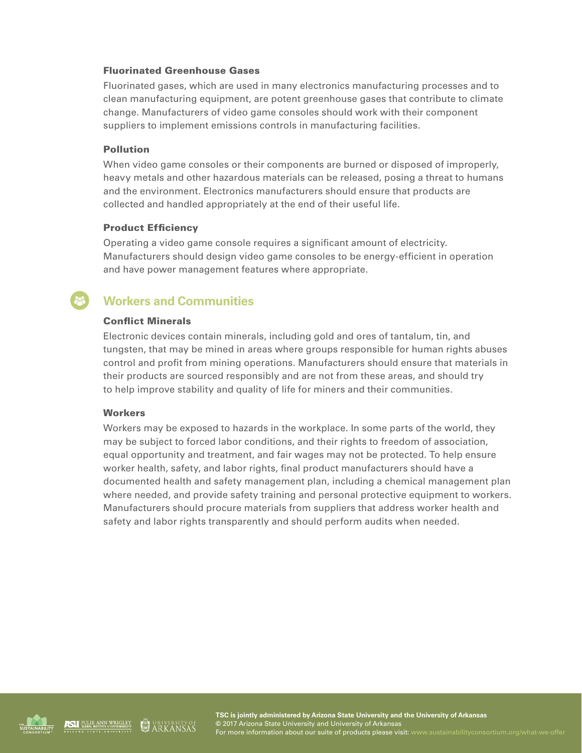### Fluorinated Greenhouse Gases

Fluorinated gases, which are used in many electronics manufacturing processes and to clean manufacturing equipment, are potent greenhouse gases that contribute to climate change. Manufacturers of video game consoles should work with their component suppliers to implement emissions controls in manufacturing facilities.

### Pollution

When video game consoles or their components are burned or disposed of improperly, heavy metals and other hazardous materials can be released, posing a threat to humans and the environment. Electronics manufacturers should ensure that products are collected and handled appropriately at the end of their useful life.

### Product Efficiency

Operating a video game console requires a significant amount of electricity. Manufacturers should design video game consoles to be energy-efficient in operation and have power management features where appropriate.

## Workers and Communities

### Conflict Minerals

Electronic devices contain minerals, including gold and ores of tantalum, tin, and tungsten, that may be mined in areas where groups responsible for human rights abuses control and profit from mining operations. Manufacturers should ensure that materials in their products are sourced responsibly and are not from these areas, and should try to help improve stability and quality of life for miners and their communities.

### Workers

Workers may be exposed to hazards in the workplace. In some parts of the world, they may be subject to forced labor conditions, and their rights to freedom of association, equal opportunity and treatment, and fair wages may not be protected. To help ensure worker health, safety, and labor rights, final product manufacturers should have a documented health and safety management plan, including a chemical management plan where needed, and provide safety training and personal protective equipment to workers. Manufacturers should procure materials from suppliers that address worker health and safety and labor rights transparently and should perform audits when needed.

**TSC is jointly administered by Arizona State University and the University of Arkansas**
© 2017 Arizona State University and University of Arkansas
For more information about our suite of products please visit: www.sustainabilityconsortium.org/what-we-offer